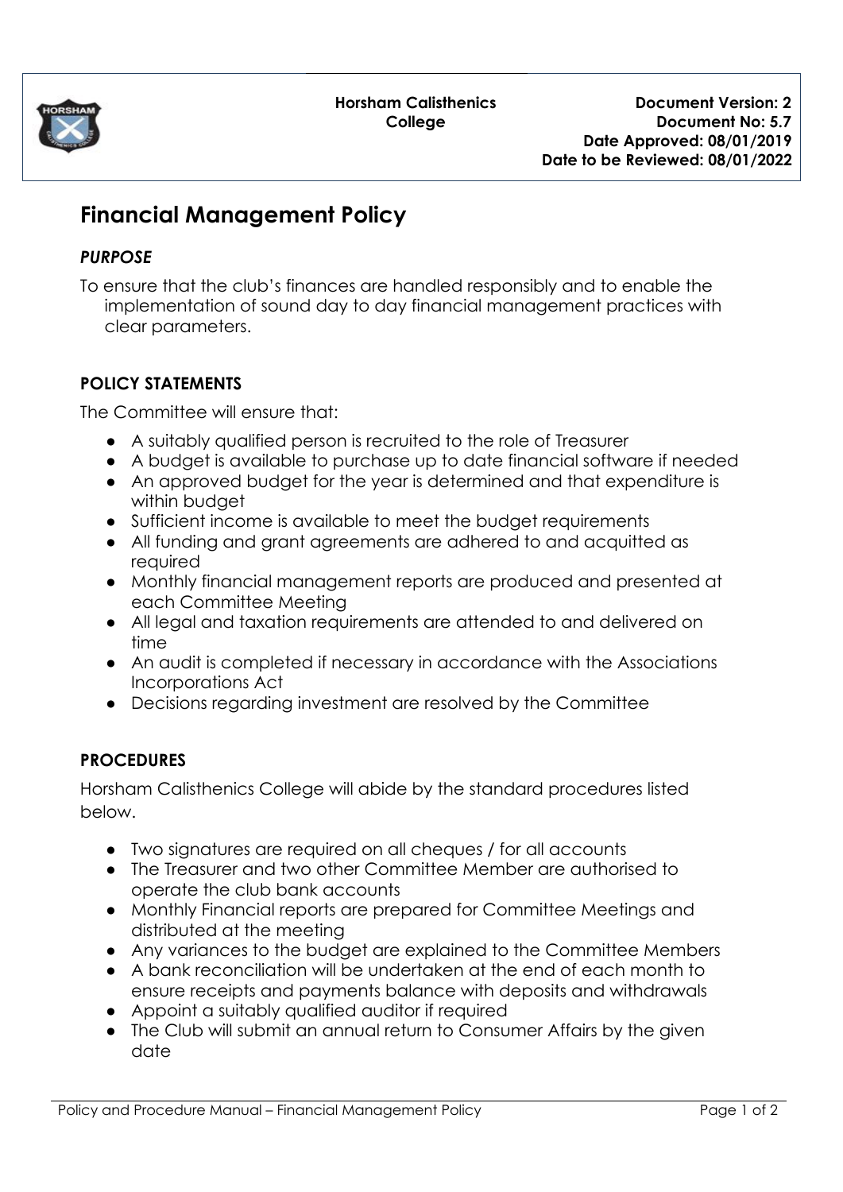**Horsham Calisthenics College**

**Document Version: 2**
**Document No: 5.7**
**Date Approved: 08/01/2019**
**Date to be Reviewed: 08/01/2022**

# Financial Management Policy

### *PURPOSE*

To ensure that the club's finances are handled responsibly and to enable the implementation of sound day to day financial management practices with clear parameters.

### POLICY STATEMENTS

The Committee will ensure that:

- A suitably qualified person is recruited to the role of Treasurer
- A budget is available to purchase up to date financial software if needed
- An approved budget for the year is determined and that expenditure is within budget
- Sufficient income is available to meet the budget requirements
- All funding and grant agreements are adhered to and acquitted as required
- Monthly financial management reports are produced and presented at each Committee Meeting
- All legal and taxation requirements are attended to and delivered on time
- An audit is completed if necessary in accordance with the Associations Incorporations Act
- Decisions regarding investment are resolved by the Committee

### PROCEDURES

Horsham Calisthenics College will abide by the standard procedures listed below.

- Two signatures are required on all cheques / for all accounts
- The Treasurer and two other Committee Member are authorised to operate the club bank accounts
- Monthly Financial reports are prepared for Committee Meetings and distributed at the meeting
- Any variances to the budget are explained to the Committee Members
- A bank reconciliation will be undertaken at the end of each month to ensure receipts and payments balance with deposits and withdrawals
- Appoint a suitably qualified auditor if required
- The Club will submit an annual return to Consumer Affairs by the given date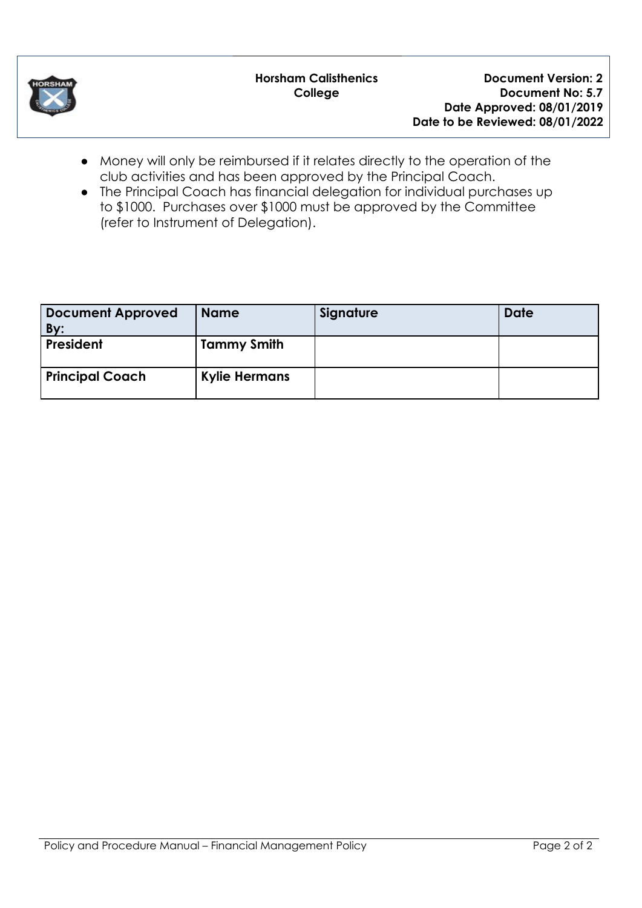- Money will only be reimbursed if it relates directly to the operation of the club activities and has been approved by the Principal Coach.
- The Principal Coach has financial delegation for individual purchases up to $1000. Purchases over $1000 must be approved by the Committee (refer to Instrument of Delegation).

| Document Approved By: | Name | Signature | Date |
|---|---|---|---|
| President | Tammy Smith | | |
| Principal Coach | Kylie Hermans | | |